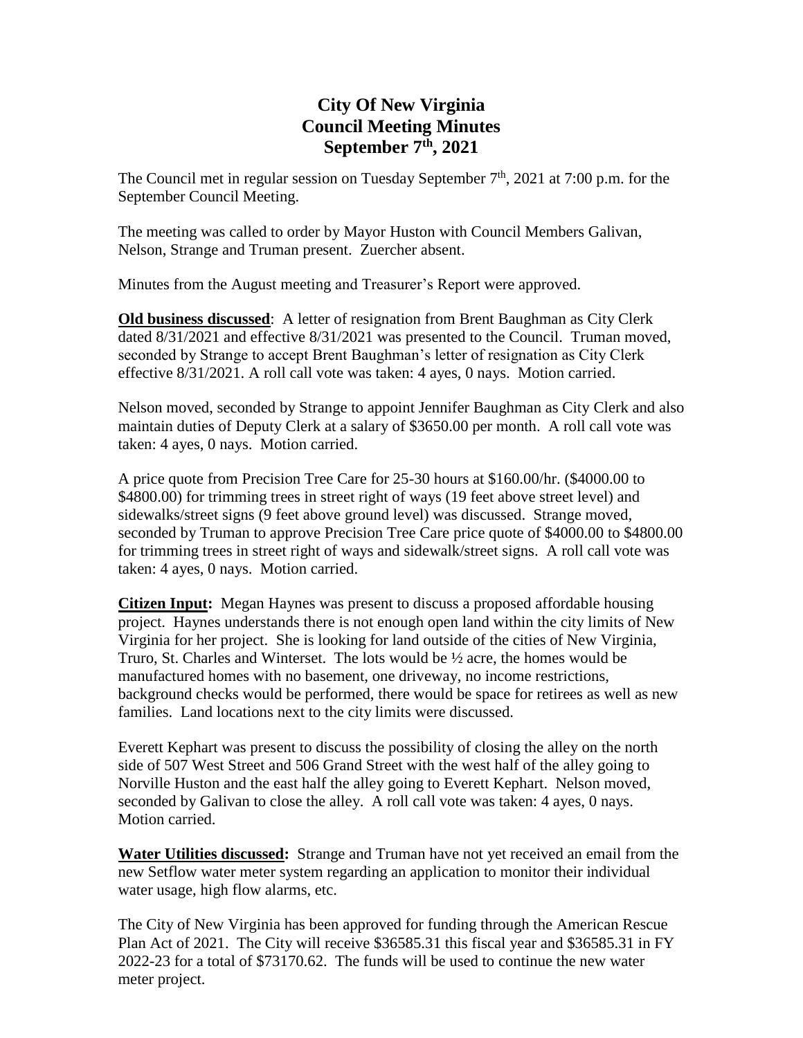# City Of New Virginia
# Council Meeting Minutes
# September 7th, 2021

The Council met in regular session on Tuesday September 7th, 2021 at 7:00 p.m. for the September Council Meeting.

The meeting was called to order by Mayor Huston with Council Members Galivan, Nelson, Strange and Truman present. Zuercher absent.

Minutes from the August meeting and Treasurer's Report were approved.

**Old business discussed**: A letter of resignation from Brent Baughman as City Clerk dated 8/31/2021 and effective 8/31/2021 was presented to the Council. Truman moved, seconded by Strange to accept Brent Baughman's letter of resignation as City Clerk effective 8/31/2021. A roll call vote was taken: 4 ayes, 0 nays. Motion carried.

Nelson moved, seconded by Strange to appoint Jennifer Baughman as City Clerk and also maintain duties of Deputy Clerk at a salary of $3650.00 per month. A roll call vote was taken: 4 ayes, 0 nays. Motion carried.

A price quote from Precision Tree Care for 25-30 hours at $160.00/hr. ($4000.00 to $4800.00) for trimming trees in street right of ways (19 feet above street level) and sidewalks/street signs (9 feet above ground level) was discussed. Strange moved, seconded by Truman to approve Precision Tree Care price quote of $4000.00 to $4800.00 for trimming trees in street right of ways and sidewalk/street signs. A roll call vote was taken: 4 ayes, 0 nays. Motion carried.

**Citizen Input:** Megan Haynes was present to discuss a proposed affordable housing project. Haynes understands there is not enough open land within the city limits of New Virginia for her project. She is looking for land outside of the cities of New Virginia, Truro, St. Charles and Winterset. The lots would be ½ acre, the homes would be manufactured homes with no basement, one driveway, no income restrictions, background checks would be performed, there would be space for retirees as well as new families. Land locations next to the city limits were discussed.

Everett Kephart was present to discuss the possibility of closing the alley on the north side of 507 West Street and 506 Grand Street with the west half of the alley going to Norville Huston and the east half the alley going to Everett Kephart. Nelson moved, seconded by Galivan to close the alley. A roll call vote was taken: 4 ayes, 0 nays. Motion carried.

**Water Utilities discussed:** Strange and Truman have not yet received an email from the new Setflow water meter system regarding an application to monitor their individual water usage, high flow alarms, etc.

The City of New Virginia has been approved for funding through the American Rescue Plan Act of 2021. The City will receive $36585.31 this fiscal year and $36585.31 in FY 2022-23 for a total of $73170.62. The funds will be used to continue the new water meter project.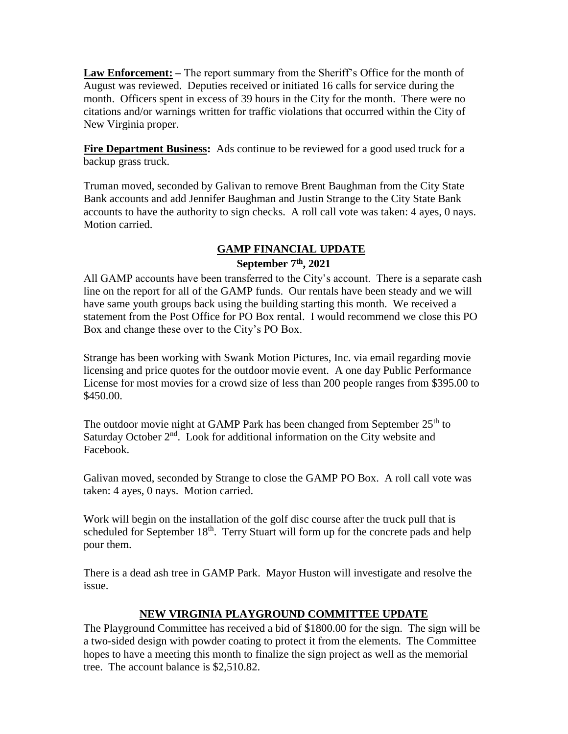**Law Enforcement:** – The report summary from the Sheriff's Office for the month of August was reviewed. Deputies received or initiated 16 calls for service during the month. Officers spent in excess of 39 hours in the City for the month. There were no citations and/or warnings written for traffic violations that occurred within the City of New Virginia proper.

**Fire Department Business:** Ads continue to be reviewed for a good used truck for a backup grass truck.

Truman moved, seconded by Galivan to remove Brent Baughman from the City State Bank accounts and add Jennifer Baughman and Justin Strange to the City State Bank accounts to have the authority to sign checks. A roll call vote was taken: 4 ayes, 0 nays. Motion carried.

## GAMP FINANCIAL UPDATE

**September 7th, 2021**

All GAMP accounts have been transferred to the City's account. There is a separate cash line on the report for all of the GAMP funds. Our rentals have been steady and we will have same youth groups back using the building starting this month. We received a statement from the Post Office for PO Box rental. I would recommend we close this PO Box and change these over to the City's PO Box.

Strange has been working with Swank Motion Pictures, Inc. via email regarding movie licensing and price quotes for the outdoor movie event. A one day Public Performance License for most movies for a crowd size of less than 200 people ranges from $395.00 to $450.00.

The outdoor movie night at GAMP Park has been changed from September 25th to Saturday October 2nd. Look for additional information on the City website and Facebook.

Galivan moved, seconded by Strange to close the GAMP PO Box. A roll call vote was taken: 4 ayes, 0 nays. Motion carried.

Work will begin on the installation of the golf disc course after the truck pull that is scheduled for September 18th. Terry Stuart will form up for the concrete pads and help pour them.

There is a dead ash tree in GAMP Park. Mayor Huston will investigate and resolve the issue.

## NEW VIRGINIA PLAYGROUND COMMITTEE UPDATE

The Playground Committee has received a bid of $1800.00 for the sign. The sign will be a two-sided design with powder coating to protect it from the elements. The Committee hopes to have a meeting this month to finalize the sign project as well as the memorial tree. The account balance is $2,510.82.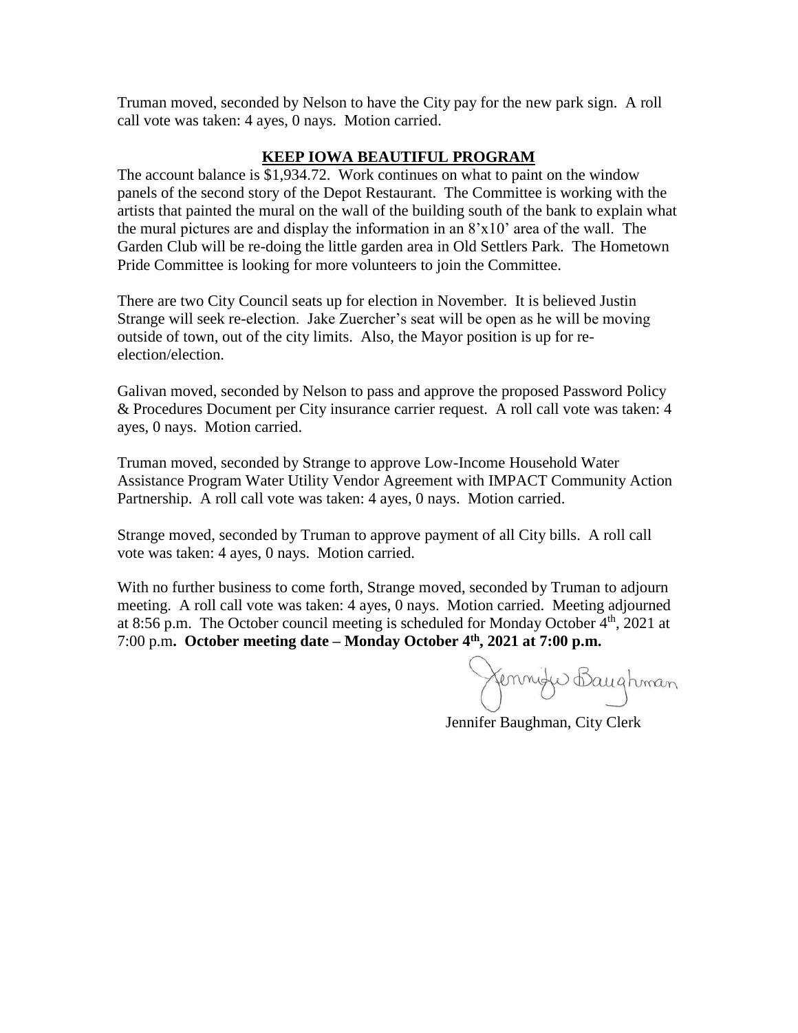Truman moved, seconded by Nelson to have the City pay for the new park sign. A roll call vote was taken: 4 ayes, 0 nays. Motion carried.

**KEEP IOWA BEAUTIFUL PROGRAM**

The account balance is $1,934.72. Work continues on what to paint on the window panels of the second story of the Depot Restaurant. The Committee is working with the artists that painted the mural on the wall of the building south of the bank to explain what the mural pictures are and display the information in an 8'x10' area of the wall. The Garden Club will be re-doing the little garden area in Old Settlers Park. The Hometown Pride Committee is looking for more volunteers to join the Committee.

There are two City Council seats up for election in November. It is believed Justin Strange will seek re-election. Jake Zuercher's seat will be open as he will be moving outside of town, out of the city limits. Also, the Mayor position is up for re-election/election.

Galivan moved, seconded by Nelson to pass and approve the proposed Password Policy & Procedures Document per City insurance carrier request. A roll call vote was taken: 4 ayes, 0 nays. Motion carried.

Truman moved, seconded by Strange to approve Low-Income Household Water Assistance Program Water Utility Vendor Agreement with IMPACT Community Action Partnership. A roll call vote was taken: 4 ayes, 0 nays. Motion carried.

Strange moved, seconded by Truman to approve payment of all City bills. A roll call vote was taken: 4 ayes, 0 nays. Motion carried.

With no further business to come forth, Strange moved, seconded by Truman to adjourn meeting. A roll call vote was taken: 4 ayes, 0 nays. Motion carried. Meeting adjourned at 8:56 p.m. The October council meeting is scheduled for Monday October 4th, 2021 at 7:00 p.m**. October meeting date – Monday October 4th, 2021 at 7:00 p.m.**

Jennifer Baughman

Jennifer Baughman, City Clerk